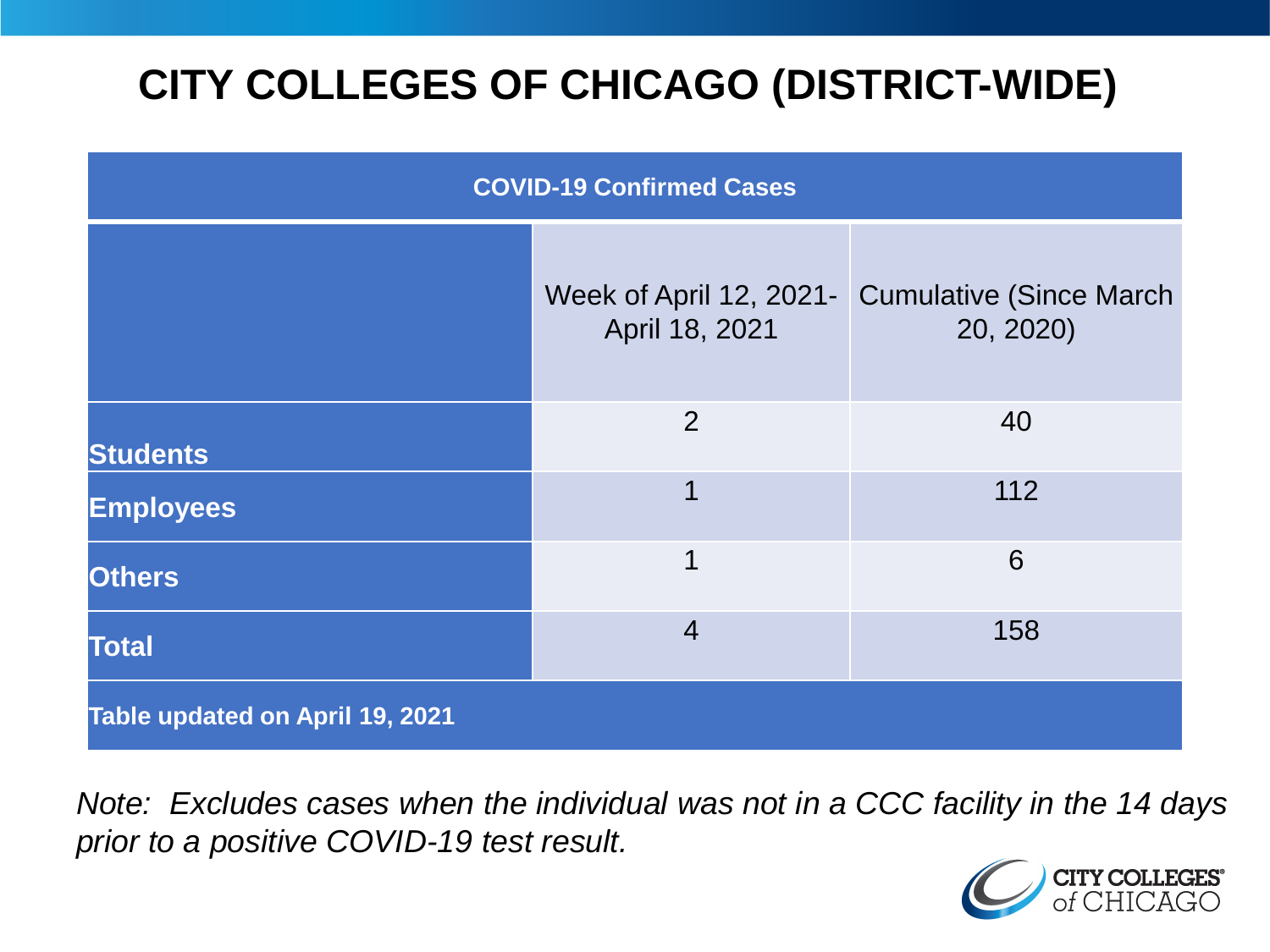# CITY COLLEGES OF CHICAGO (DISTRICT-WIDE)

| COVID-19 Confirmed Cases | | |
|---|---|---|
| | Week of April 12, 2021- April 18, 2021 | Cumulative (Since March 20, 2020) |
| **Students** | 2 | 40 |
| **Employees** | 1 | 112 |
| **Others** | 1 | 6 |
| **Total** | 4 | 158 |
| **Table updated on April 19, 2021** | | |

*Note: Excludes cases when the individual was not in a CCC facility in the 14 days prior to a positive COVID-19 test result.*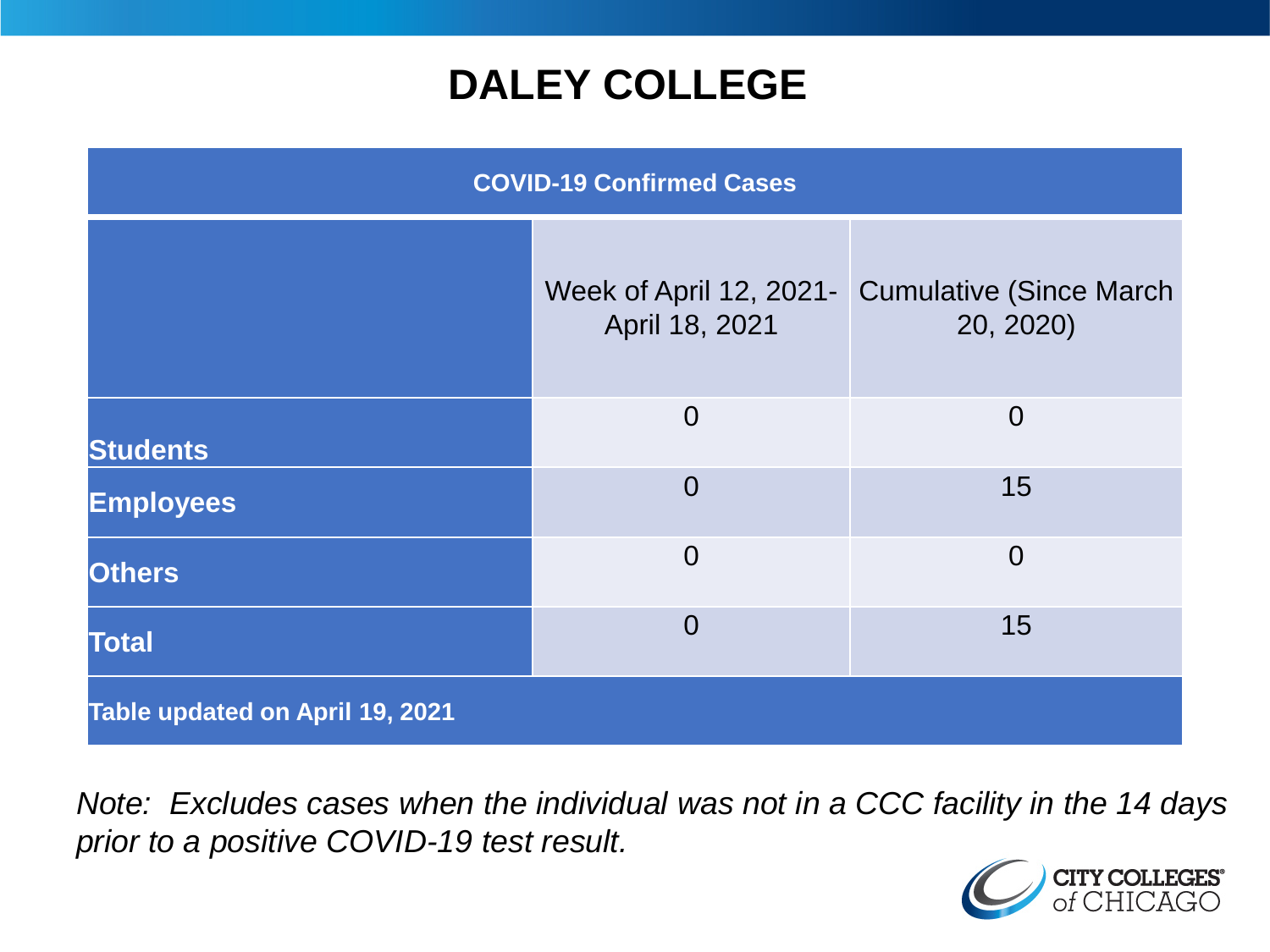# DALEY COLLEGE

| COVID-19 Confirmed Cases | | |
|---|---|---|
| | Week of April 12, 2021- April 18, 2021 | Cumulative (Since March 20, 2020) |
| **Students** | 0 | 0 |
| **Employees** | 0 | 15 |
| **Others** | 0 | 0 |
| **Total** | 0 | 15 |
| **Table updated on April 19, 2021** | | |

*Note: Excludes cases when the individual was not in a CCC facility in the 14 days prior to a positive COVID-19 test result.*

CITY COLLEGES of CHICAGO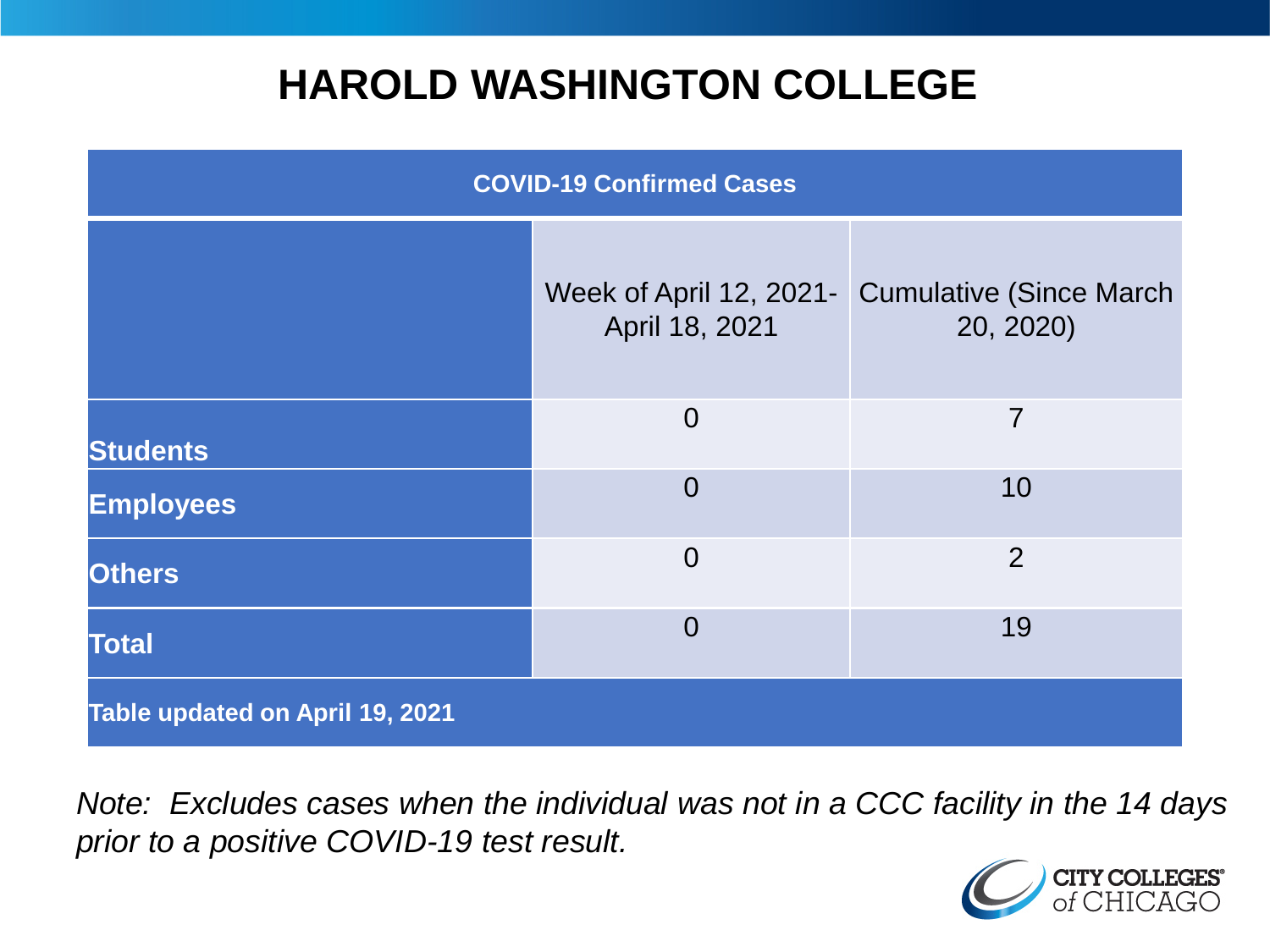# HAROLD WASHINGTON COLLEGE

| COVID-19 Confirmed Cases | | |
|---|---|---|
| | Week of April 12, 2021- April 18, 2021 | Cumulative (Since March 20, 2020) |
| **Students** | 0 | 7 |
| **Employees** | 0 | 10 |
| **Others** | 0 | 2 |
| **Total** | 0 | 19 |
| **Table updated on April 19, 2021** | | |

*Note: Excludes cases when the individual was not in a CCC facility in the 14 days prior to a positive COVID-19 test result.*

CITY COLLEGES of CHICAGO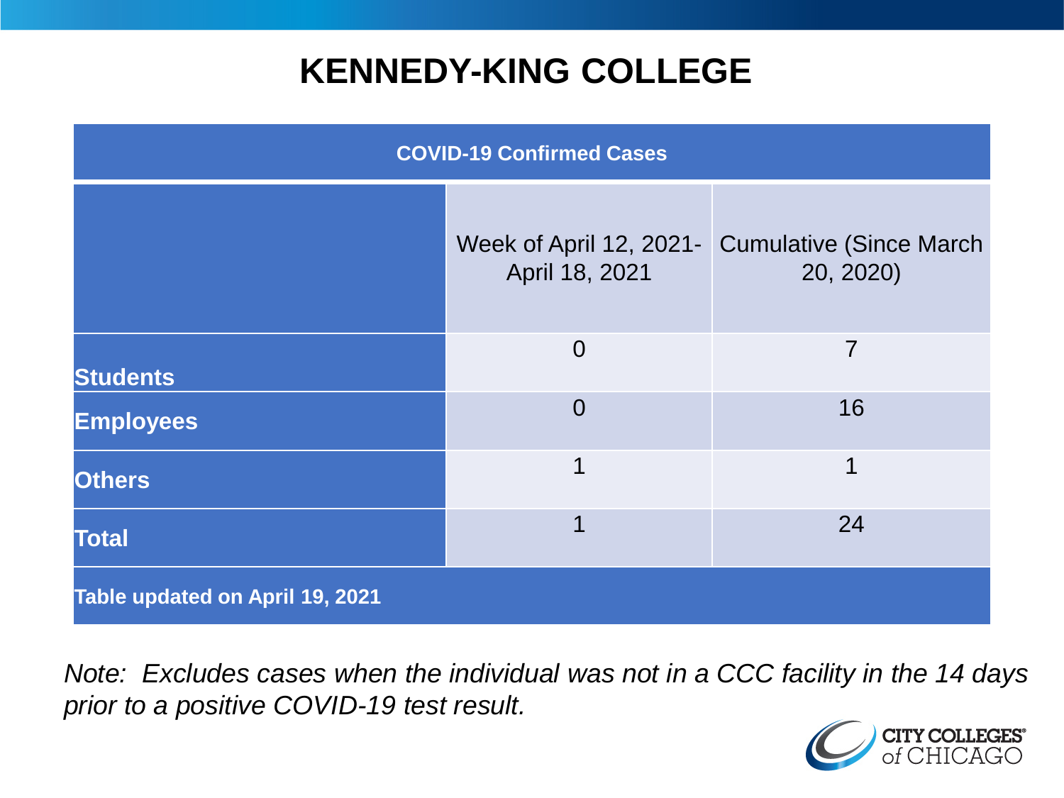# KENNEDY-KING COLLEGE

| COVID-19 Confirmed Cases | | |
|---|---|---|
| | Week of April 12, 2021-April 18, 2021 | Cumulative (Since March 20, 2020) |
| **Students** | 0 | 7 |
| **Employees** | 0 | 16 |
| **Others** | 1 | 1 |
| **Total** | 1 | 24 |
| **Table updated on April 19, 2021** | | |

*Note: Excludes cases when the individual was not in a CCC facility in the 14 days prior to a positive COVID-19 test result.*

CITY COLLEGES of CHICAGO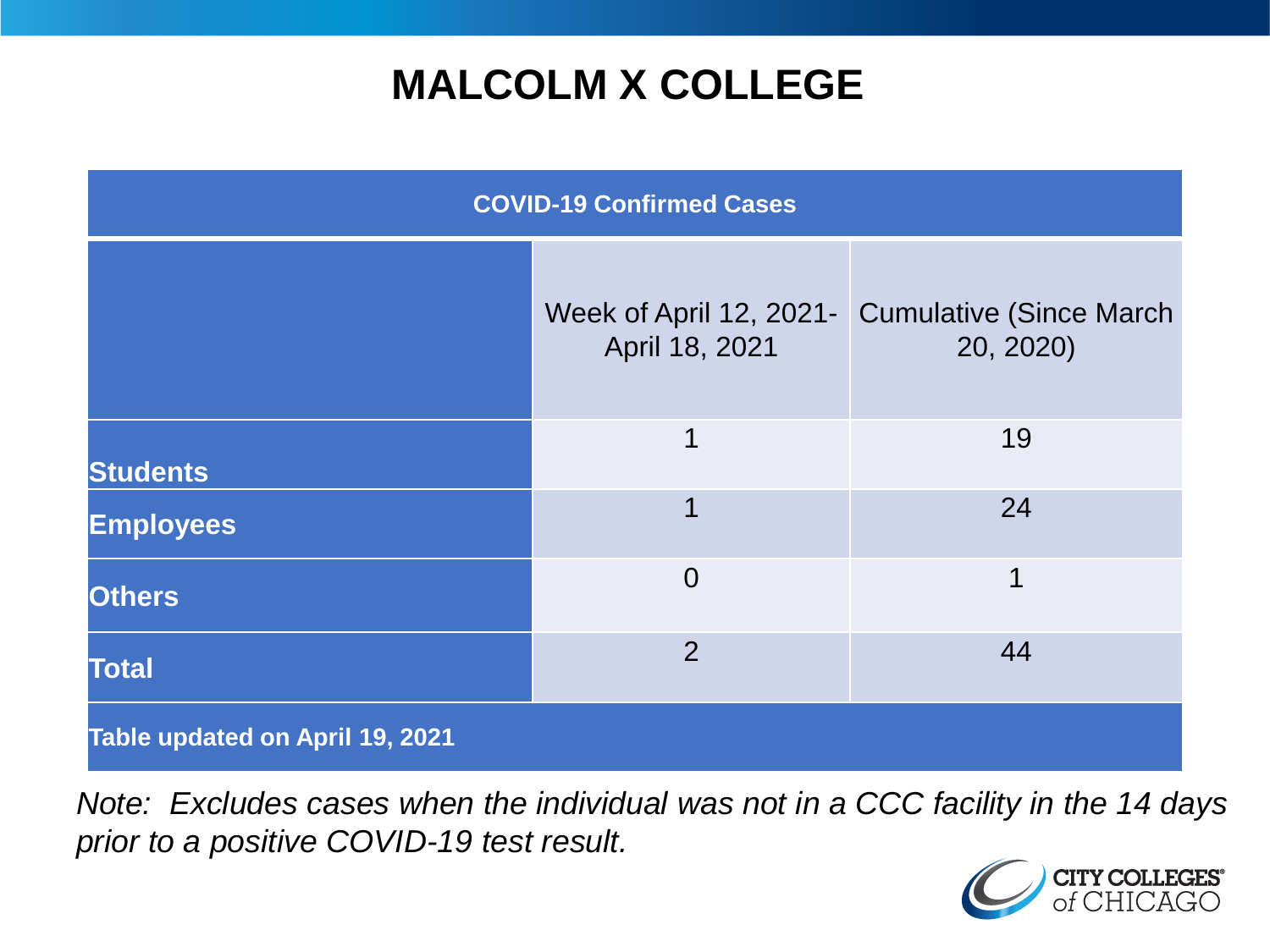# MALCOLM X COLLEGE

| COVID-19 Confirmed Cases | | |
|---|---|---|
| | Week of April 12, 2021-April 18, 2021 | Cumulative (Since March 20, 2020) |
| **Students** | 1 | 19 |
| **Employees** | 1 | 24 |
| **Others** | 0 | 1 |
| **Total** | 2 | 44 |
| **Table updated on April 19, 2021** | | |

*Note: Excludes cases when the individual was not in a CCC facility in the 14 days prior to a positive COVID-19 test result.*

CITY COLLEGES of CHICAGO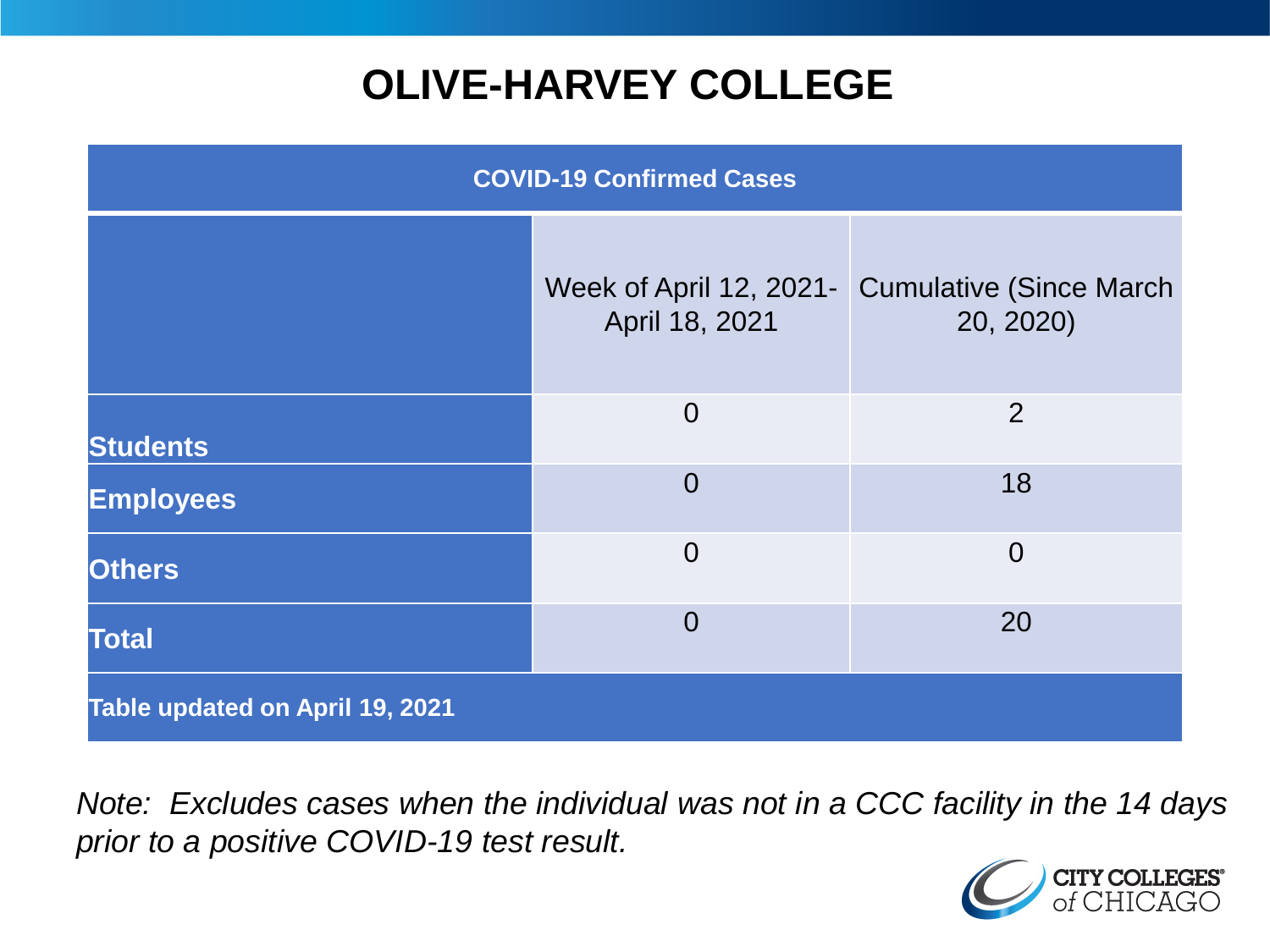# OLIVE-HARVEY COLLEGE

| COVID-19 Confirmed Cases | | |
|---|---|---|
| | Week of April 12, 2021- April 18, 2021 | Cumulative (Since March 20, 2020) |
| **Students** | 0 | 2 |
| **Employees** | 0 | 18 |
| **Others** | 0 | 0 |
| **Total** | 0 | 20 |
| **Table updated on April 19, 2021** | | |

*Note: Excludes cases when the individual was not in a CCC facility in the 14 days prior to a positive COVID-19 test result.*

CITY COLLEGES of CHICAGO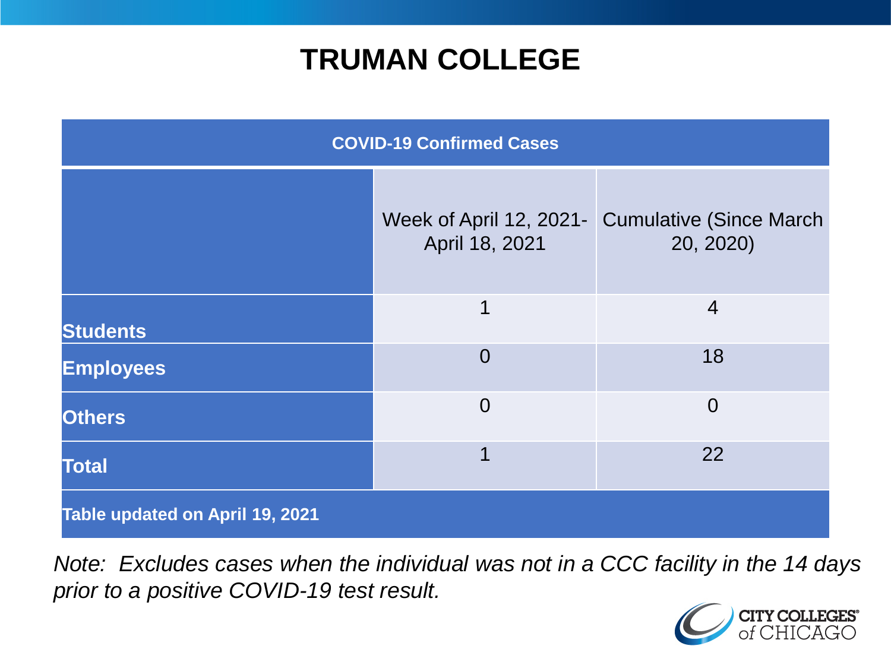# TRUMAN COLLEGE

| COVID-19 Confirmed Cases | | |
|---|---|---|
| | Week of April 12, 2021- April 18, 2021 | Cumulative (Since March 20, 2020) |
| **Students** | 1 | 4 |
| **Employees** | 0 | 18 |
| **Others** | 0 | 0 |
| **Total** | 1 | 22 |
| **Table updated on April 19, 2021** | | |

*Note: Excludes cases when the individual was not in a CCC facility in the 14 days prior to a positive COVID-19 test result.*

CITY COLLEGES of CHICAGO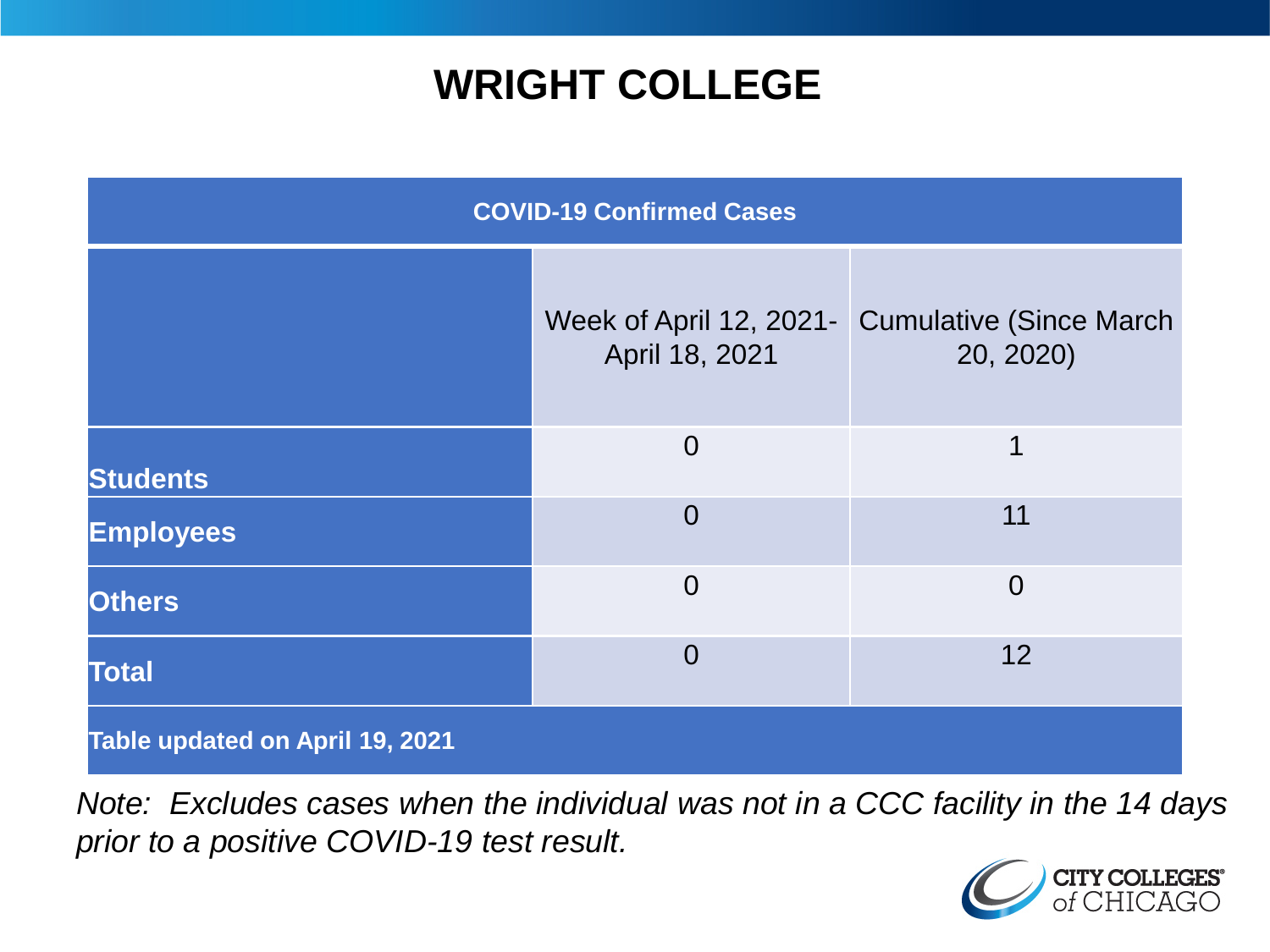# WRIGHT COLLEGE

| COVID-19 Confirmed Cases | | |
|---|---|---|
| | Week of April 12, 2021- April 18, 2021 | Cumulative (Since March 20, 2020) |
| **Students** | 0 | 1 |
| **Employees** | 0 | 11 |
| **Others** | 0 | 0 |
| **Total** | 0 | 12 |
| **Table updated on April 19, 2021** | | |

*Note: Excludes cases when the individual was not in a CCC facility in the 14 days prior to a positive COVID-19 test result.*

CITY COLLEGES of CHICAGO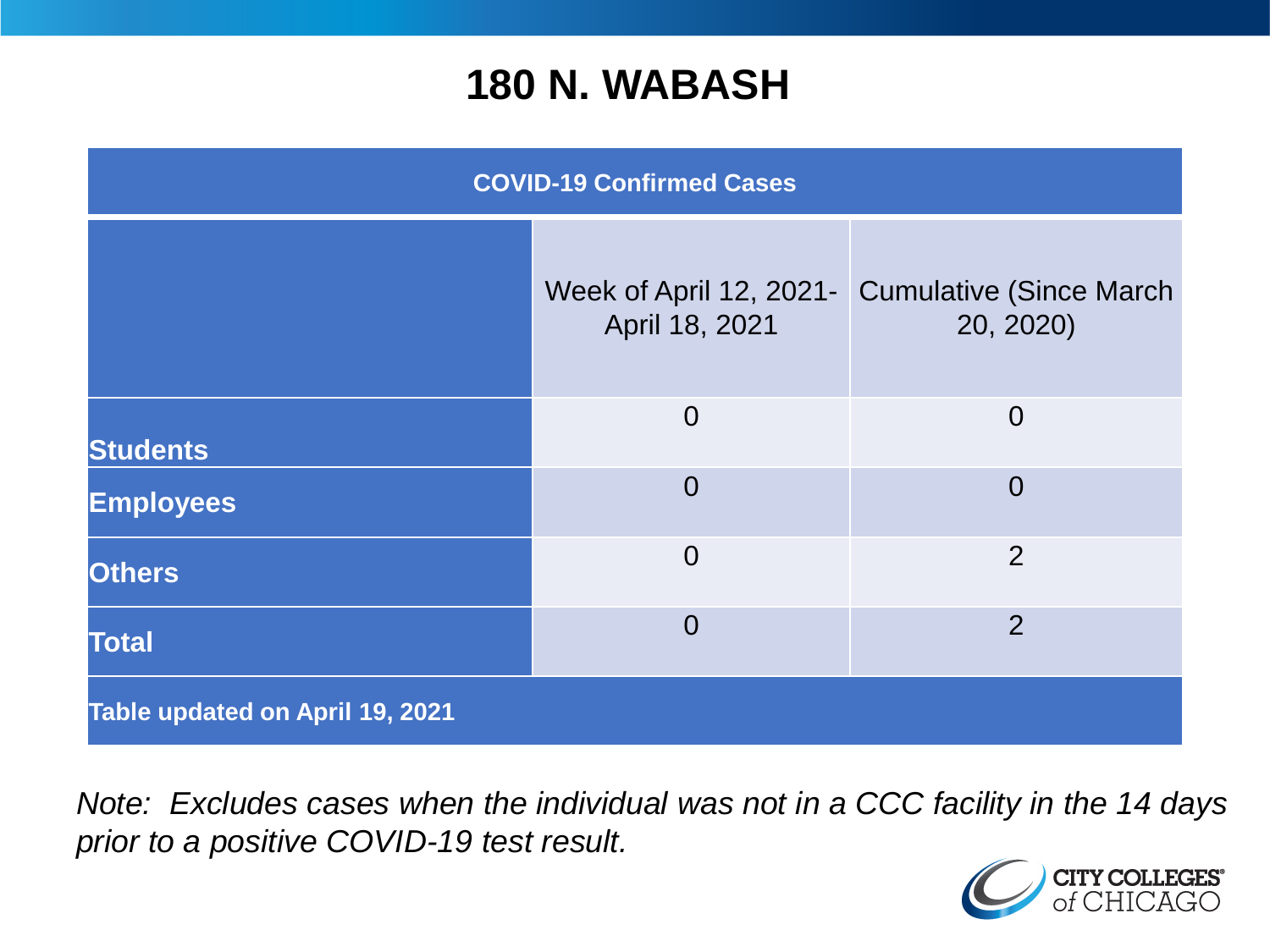# 180 N. WABASH

| COVID-19 Confirmed Cases | | |
|---|---|---|
| | Week of April 12, 2021- April 18, 2021 | Cumulative (Since March 20, 2020) |
| **Students** | 0 | 0 |
| **Employees** | 0 | 0 |
| **Others** | 0 | 2 |
| **Total** | 0 | 2 |
| **Table updated on April 19, 2021** | | |

*Note: Excludes cases when the individual was not in a CCC facility in the 14 days prior to a positive COVID-19 test result.*

CITY COLLEGES of CHICAGO